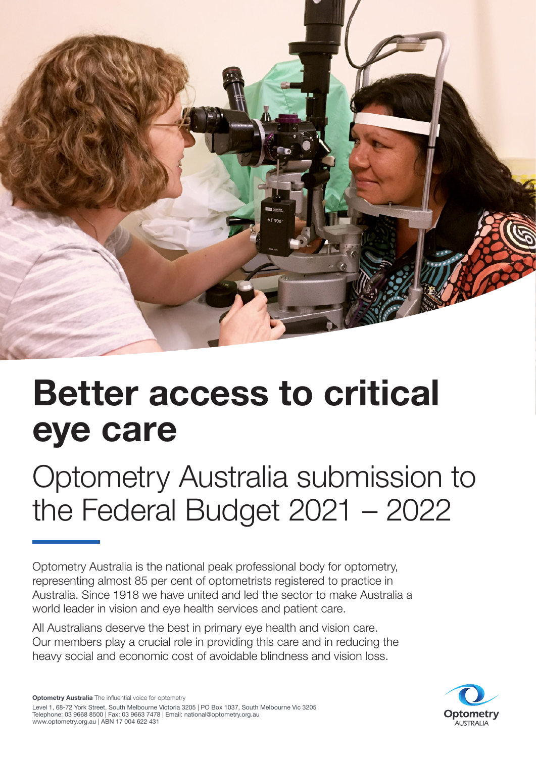# Better access to critical eye care

## Optometry Australia submission to the Federal Budget 2021 – 2022

Optometry Australia is the national peak professional body for optometry, representing almost 85 per cent of optometrists registered to practice in Australia. Since 1918 we have united and led the sector to make Australia a world leader in vision and eye health services and patient care.

All Australians deserve the best in primary eye health and vision care. Our members play a crucial role in providing this care and in reducing the heavy social and economic cost of avoidable blindness and vision loss.

**Optometry Australia** The influential voice for optometry
Level 1, 68-72 York Street, South Melbourne Victoria 3205 | PO Box 1037, South Melbourne Vic 3205
Telephone: 03 9668 8500 | Fax: 03 9663 7478 | Email: national@optometry.org.au
www.optometry.org.au | ABN 17 004 622 431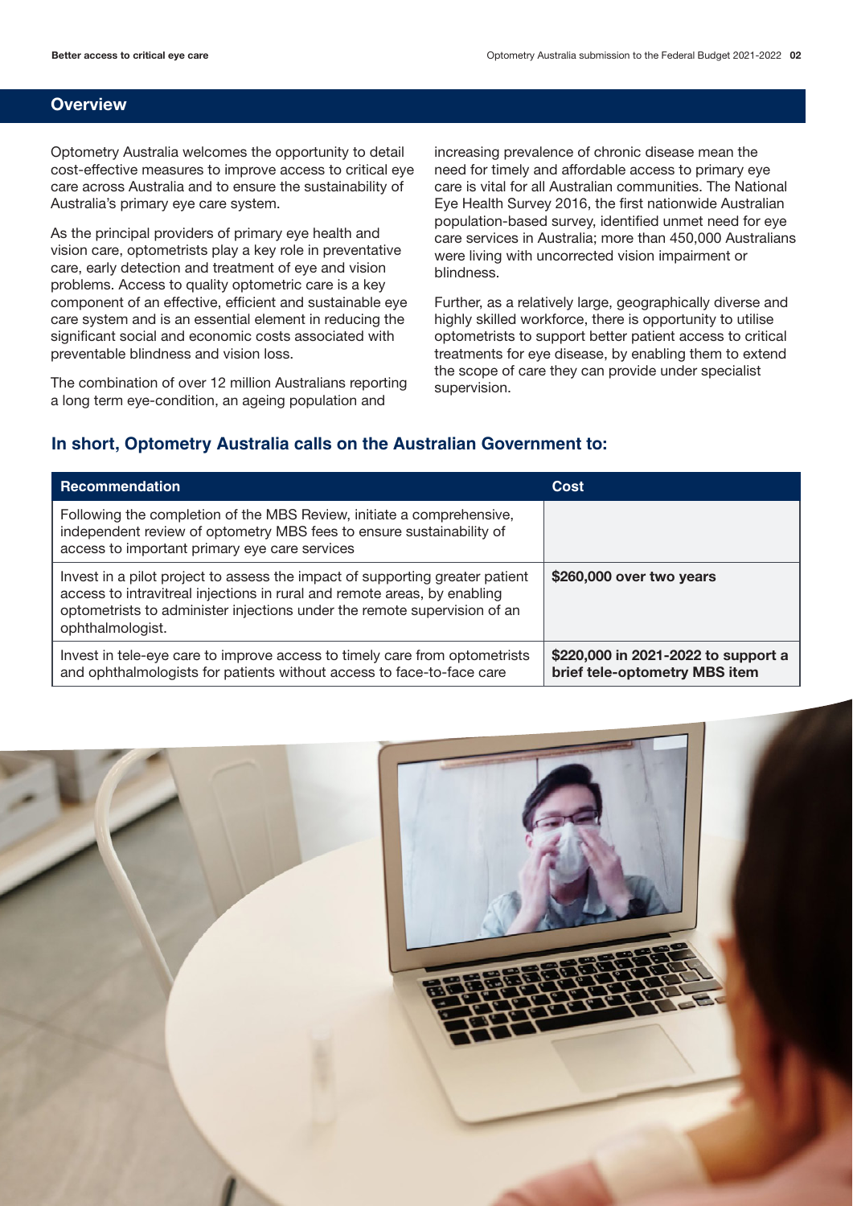## Overview

Optometry Australia welcomes the opportunity to detail cost-effective measures to improve access to critical eye care across Australia and to ensure the sustainability of Australia's primary eye care system.

As the principal providers of primary eye health and vision care, optometrists play a key role in preventative care, early detection and treatment of eye and vision problems. Access to quality optometric care is a key component of an effective, efficient and sustainable eye care system and is an essential element in reducing the significant social and economic costs associated with preventable blindness and vision loss.

The combination of over 12 million Australians reporting a long term eye-condition, an ageing population and increasing prevalence of chronic disease mean the need for timely and affordable access to primary eye care is vital for all Australian communities. The National Eye Health Survey 2016, the first nationwide Australian population-based survey, identified unmet need for eye care services in Australia; more than 450,000 Australians were living with uncorrected vision impairment or blindness.

Further, as a relatively large, geographically diverse and highly skilled workforce, there is opportunity to utilise optometrists to support better patient access to critical treatments for eye disease, by enabling them to extend the scope of care they can provide under specialist supervision.

### In short, Optometry Australia calls on the Australian Government to:

| Recommendation | Cost |
|---|---|
| Following the completion of the MBS Review, initiate a comprehensive, independent review of optometry MBS fees to ensure sustainability of access to important primary eye care services | |
| Invest in a pilot project to assess the impact of supporting greater patient access to intravitreal injections in rural and remote areas, by enabling optometrists to administer injections under the remote supervision of an ophthalmologist. | **$260,000 over two years** |
| Invest in tele-eye care to improve access to timely care from optometrists and ophthalmologists for patients without access to face-to-face care | **$220,000 in 2021-2022 to support a brief tele-optometry MBS item** |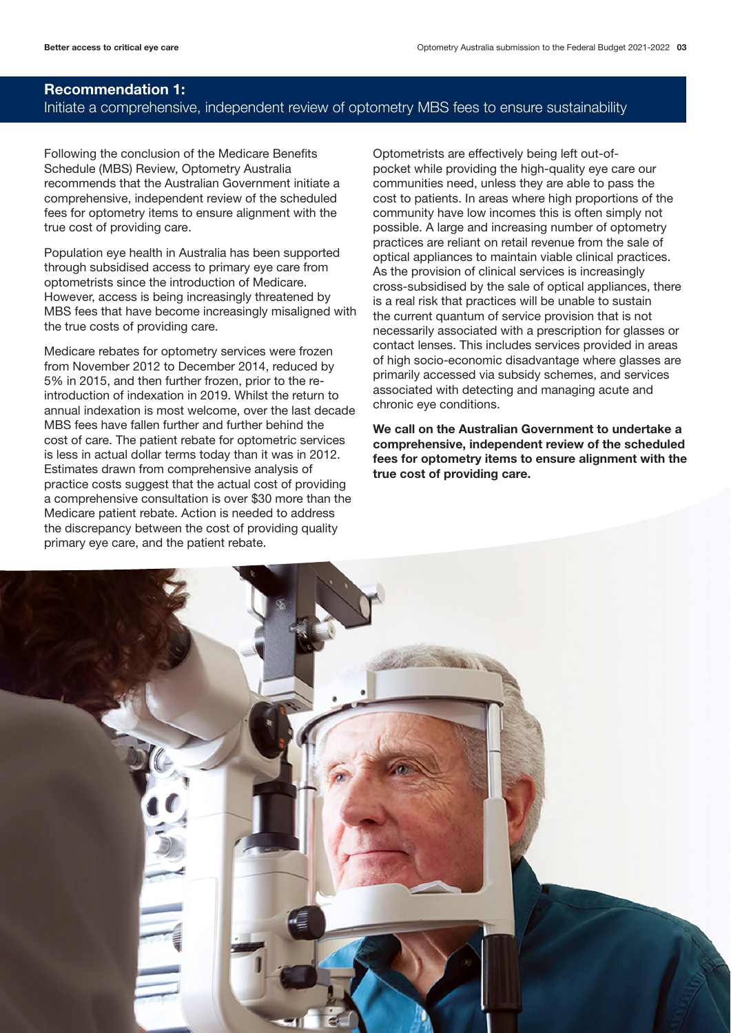## Recommendation 1:
Initiate a comprehensive, independent review of optometry MBS fees to ensure sustainability

Following the conclusion of the Medicare Benefits Schedule (MBS) Review, Optometry Australia recommends that the Australian Government initiate a comprehensive, independent review of the scheduled fees for optometry items to ensure alignment with the true cost of providing care.

Population eye health in Australia has been supported through subsidised access to primary eye care from optometrists since the introduction of Medicare. However, access is being increasingly threatened by MBS fees that have become increasingly misaligned with the true costs of providing care.

Medicare rebates for optometry services were frozen from November 2012 to December 2014, reduced by 5% in 2015, and then further frozen, prior to the re-introduction of indexation in 2019. Whilst the return to annual indexation is most welcome, over the last decade MBS fees have fallen further and further behind the cost of care. The patient rebate for optometric services is less in actual dollar terms today than it was in 2012. Estimates drawn from comprehensive analysis of practice costs suggest that the actual cost of providing a comprehensive consultation is over $30 more than the Medicare patient rebate. Action is needed to address the discrepancy between the cost of providing quality primary eye care, and the patient rebate.

Optometrists are effectively being left out-of-pocket while providing the high-quality eye care our communities need, unless they are able to pass the cost to patients. In areas where high proportions of the community have low incomes this is often simply not possible. A large and increasing number of optometry practices are reliant on retail revenue from the sale of optical appliances to maintain viable clinical practices. As the provision of clinical services is increasingly cross-subsidised by the sale of optical appliances, there is a real risk that practices will be unable to sustain the current quantum of service provision that is not necessarily associated with a prescription for glasses or contact lenses. This includes services provided in areas of high socio-economic disadvantage where glasses are primarily accessed via subsidy schemes, and services associated with detecting and managing acute and chronic eye conditions.

**We call on the Australian Government to undertake a comprehensive, independent review of the scheduled fees for optometry items to ensure alignment with the true cost of providing care.**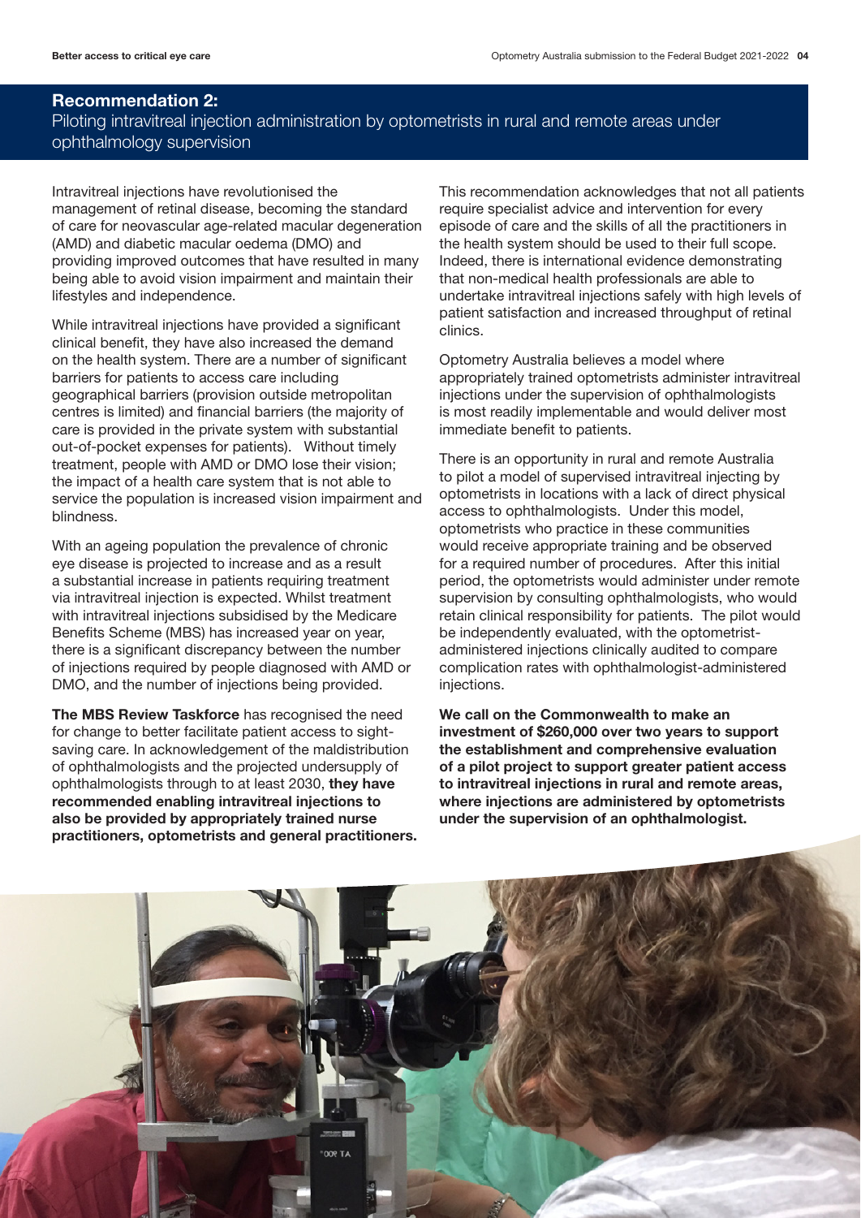## Recommendation 2:

Piloting intravitreal injection administration by optometrists in rural and remote areas under ophthalmology supervision

Intravitreal injections have revolutionised the management of retinal disease, becoming the standard of care for neovascular age-related macular degeneration (AMD) and diabetic macular oedema (DMO) and providing improved outcomes that have resulted in many being able to avoid vision impairment and maintain their lifestyles and independence.

While intravitreal injections have provided a significant clinical benefit, they have also increased the demand on the health system. There are a number of significant barriers for patients to access care including geographical barriers (provision outside metropolitan centres is limited) and financial barriers (the majority of care is provided in the private system with substantial out-of-pocket expenses for patients). Without timely treatment, people with AMD or DMO lose their vision; the impact of a health care system that is not able to service the population is increased vision impairment and blindness.

With an ageing population the prevalence of chronic eye disease is projected to increase and as a result a substantial increase in patients requiring treatment via intravitreal injection is expected. Whilst treatment with intravitreal injections subsidised by the Medicare Benefits Scheme (MBS) has increased year on year, there is a significant discrepancy between the number of injections required by people diagnosed with AMD or DMO, and the number of injections being provided.

**The MBS Review Taskforce** has recognised the need for change to better facilitate patient access to sight-saving care. In acknowledgement of the maldistribution of ophthalmologists and the projected undersupply of ophthalmologists through to at least 2030, **they have recommended enabling intravitreal injections to also be provided by appropriately trained nurse practitioners, optometrists and general practitioners.**

This recommendation acknowledges that not all patients require specialist advice and intervention for every episode of care and the skills of all the practitioners in the health system should be used to their full scope. Indeed, there is international evidence demonstrating that non-medical health professionals are able to undertake intravitreal injections safely with high levels of patient satisfaction and increased throughput of retinal clinics.

Optometry Australia believes a model where appropriately trained optometrists administer intravitreal injections under the supervision of ophthalmologists is most readily implementable and would deliver most immediate benefit to patients.

There is an opportunity in rural and remote Australia to pilot a model of supervised intravitreal injecting by optometrists in locations with a lack of direct physical access to ophthalmologists. Under this model, optometrists who practice in these communities would receive appropriate training and be observed for a required number of procedures. After this initial period, the optometrists would administer under remote supervision by consulting ophthalmologists, who would retain clinical responsibility for patients. The pilot would be independently evaluated, with the optometrist-administered injections clinically audited to compare complication rates with ophthalmologist-administered injections.

**We call on the Commonwealth to make an investment of $260,000 over two years to support the establishment and comprehensive evaluation of a pilot project to support greater patient access to intravitreal injections in rural and remote areas, where injections are administered by optometrists under the supervision of an ophthalmologist.**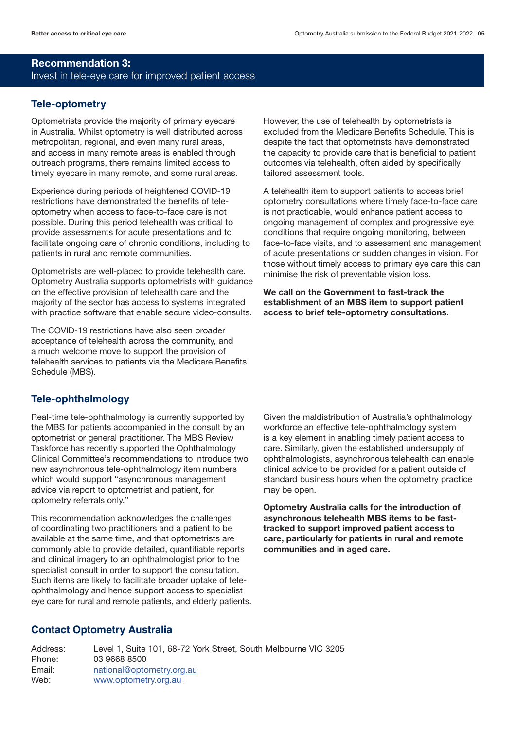## Recommendation 3:

Invest in tele-eye care for improved patient access

### Tele-optometry

Optometrists provide the majority of primary eyecare in Australia. Whilst optometry is well distributed across metropolitan, regional, and even many rural areas, and access in many remote areas is enabled through outreach programs, there remains limited access to timely eyecare in many remote, and some rural areas.

Experience during periods of heightened COVID-19 restrictions have demonstrated the benefits of tele-optometry when access to face-to-face care is not possible. During this period telehealth was critical to provide assessments for acute presentations and to facilitate ongoing care of chronic conditions, including to patients in rural and remote communities.

Optometrists are well-placed to provide telehealth care. Optometry Australia supports optometrists with guidance on the effective provision of telehealth care and the majority of the sector has access to systems integrated with practice software that enable secure video-consults.

The COVID-19 restrictions have also seen broader acceptance of telehealth across the community, and a much welcome move to support the provision of telehealth services to patients via the Medicare Benefits Schedule (MBS).

However, the use of telehealth by optometrists is excluded from the Medicare Benefits Schedule. This is despite the fact that optometrists have demonstrated the capacity to provide care that is beneficial to patient outcomes via telehealth, often aided by specifically tailored assessment tools.

A telehealth item to support patients to access brief optometry consultations where timely face-to-face care is not practicable, would enhance patient access to ongoing management of complex and progressive eye conditions that require ongoing monitoring, between face-to-face visits, and to assessment and management of acute presentations or sudden changes in vision. For those without timely access to primary eye care this can minimise the risk of preventable vision loss.

**We call on the Government to fast-track the establishment of an MBS item to support patient access to brief tele-optometry consultations.**

### Tele-ophthalmology

Real-time tele-ophthalmology is currently supported by the MBS for patients accompanied in the consult by an optometrist or general practitioner. The MBS Review Taskforce has recently supported the Ophthalmology Clinical Committee's recommendations to introduce two new asynchronous tele-ophthalmology item numbers which would support "asynchronous management advice via report to optometrist and patient, for optometry referrals only."

This recommendation acknowledges the challenges of coordinating two practitioners and a patient to be available at the same time, and that optometrists are commonly able to provide detailed, quantifiable reports and clinical imagery to an ophthalmologist prior to the specialist consult in order to support the consultation. Such items are likely to facilitate broader uptake of tele-ophthalmology and hence support access to specialist eye care for rural and remote patients, and elderly patients.

Given the maldistribution of Australia's ophthalmology workforce an effective tele-ophthalmology system is a key element in enabling timely patient access to care. Similarly, given the established undersupply of ophthalmologists, asynchronous telehealth can enable clinical advice to be provided for a patient outside of standard business hours when the optometry practice may be open.

**Optometry Australia calls for the introduction of asynchronous telehealth MBS items to be fast-tracked to support improved patient access to care, particularly for patients in rural and remote communities and in aged care.**

### Contact Optometry Australia

Address: Level 1, Suite 101, 68-72 York Street, South Melbourne VIC 3205
Phone: 03 9668 8500
Email: national@optometry.org.au
Web: www.optometry.org.au